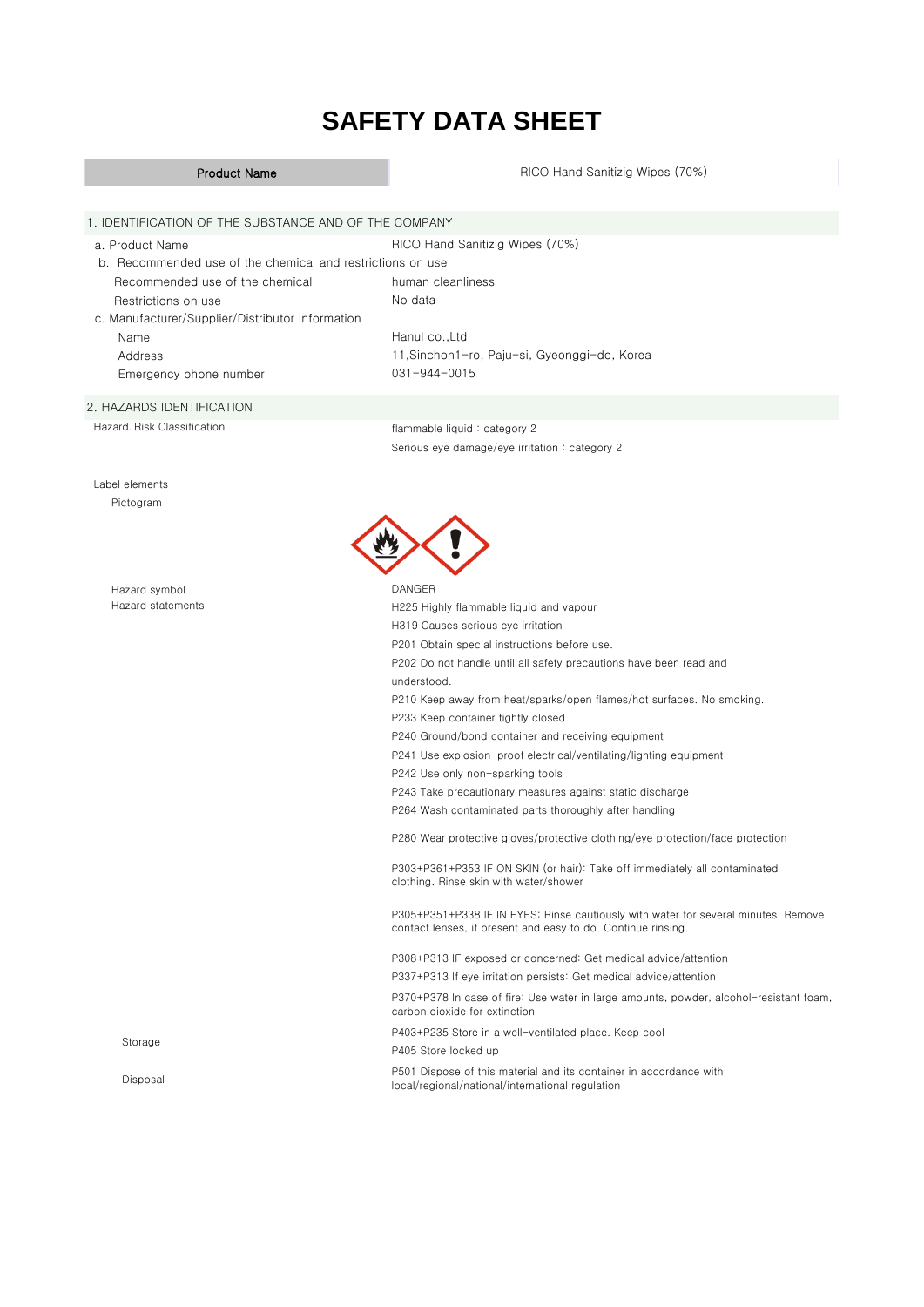# SAFETY DATA SHEET

| Product Name | RICO Hand Sanitizig Wipes (70%) |
| --- | --- |

## 1. IDENTIFICATION OF THE SUBSTANCE AND OF THE COMPANY

a. Product Name — RICO Hand Sanitizig Wipes (70%)

b. Recommended use of the chemical and restrictions on use

- Recommended use of the chemical — human cleanliness
- Restrictions on use — No data

c. Manufacturer/Supplier/Distributor Information

- Name — Hanul co.,Ltd
- Address — 11,Sinchon1-ro, Paju-si, Gyeonggi-do, Korea
- Emergency phone number — 031-944-0015

## 2. HAZARDS IDENTIFICATION

Hazard. Risk Classification

- flammable liquid : category 2
- Serious eye damage/eye irritation : category 2

Label elements

Pictogram

Hazard symbol — DANGER

Hazard statements

- H225 Highly flammable liquid and vapour
- H319 Causes serious eye irritation
- P201 Obtain special instructions before use.
- P202 Do not handle until all safety precautions have been read and understood.
- P210 Keep away from heat/sparks/open flames/hot surfaces. No smoking.
- P233 Keep container tightly closed
- P240 Ground/bond container and receiving equipment
- P241 Use explosion-proof electrical/ventilating/lighting equipment
- P242 Use only non-sparking tools
- P243 Take precautionary measures against static discharge
- P264 Wash contaminated parts thoroughly after handling
- P280 Wear protective gloves/protective clothing/eye protection/face protection
- P303+P361+P353 IF ON SKIN (or hair): Take off immediately all contaminated clothing. Rinse skin with water/shower
- P305+P351+P338 IF IN EYES: Rinse cautiously with water for several minutes. Remove contact lenses, if present and easy to do. Continue rinsing.
- P308+P313 IF exposed or concerned: Get medical advice/attention
- P337+P313 If eye irritation persists: Get medical advice/attention
- P370+P378 In case of fire: Use water in large amounts, powder, alcohol-resistant foam, carbon dioxide for extinction

Storage

- P403+P235 Store in a well-ventilated place. Keep cool
- P405 Store locked up

Disposal

- P501 Dispose of this material and its container in accordance with local/regional/national/international regulation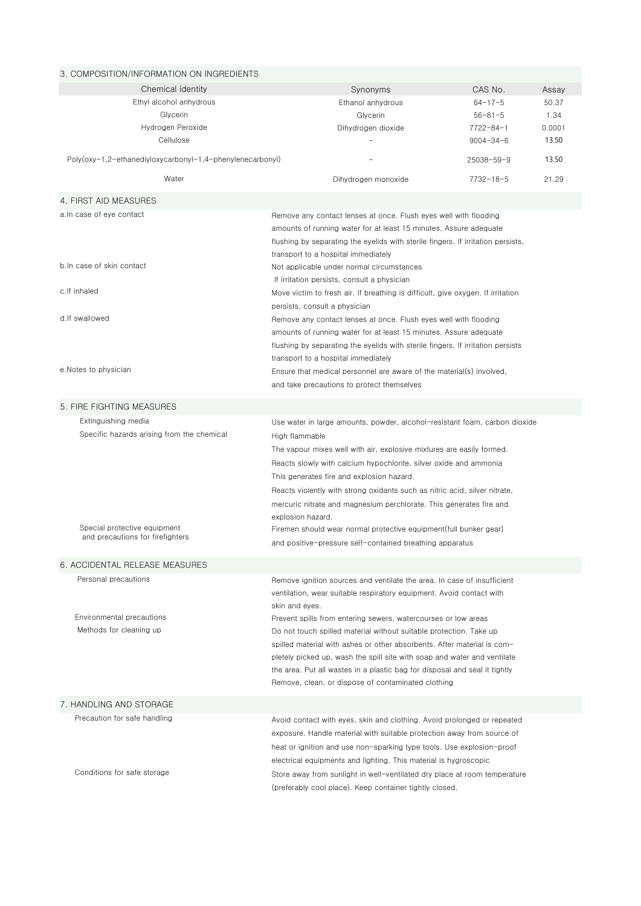## 3. COMPOSITION/INFORMATION ON INGREDIENTS

| Chemical identity | Synonyms | CAS No. | Assay |
|---|---|---|---|
| Ethyl alcohol anhydrous | Ethanol anhydrous | 64-17-5 | 50.37 |
| Glycerin | Glycerin | 56-81-5 | 1.34 |
| Hydrogen Peroxide | Dihydrogen dioxide | 7722-84-1 | 0.0001 |
| Cellulose | - | 9004-34-6 | 13.50 |
| Poly(oxy-1,2-ethanediyloxycarbonyl-1,4-phenylenecarbonyl) | - | 25038-59-9 | 13.50 |
| Water | Dihydrogen monoxide | 7732-18-5 | 21.29 |

## 4. FIRST AID MEASURES

| | |
|---|---|
| a.In case of eye contact | Remove any contact lenses at once. Flush eyes well with flooding amounts of running water for at least 15 minutes. Assure adequate flushing by separating the eyelids with sterile fingers. If irritation persists, transport to a hospital immediately |
| b.In case of skin contact | Not applicable under normal circumstances If irritation persists, consult a physician |
| c.If inhaled | Move victim to fresh air. If breathing is difficult, give oxygen. If irritation persists, consult a physician |
| d.If swallowed | Remove any contact lenses at once. Flush eyes well with flooding amounts of running water for at least 15 minutes. Assure adequate flushing by separating the eyelids with sterile fingers. If irritation persists transport to a hospital immediately |
| e.Notes to physician | Ensure that medical personnel are aware of the material(s) involved, and take precautions to protect themselves |

## 5. FIRE FIGHTING MEASURES

| | |
|---|---|
| Extinguishing media | Use water in large amounts, powder, alcohol-resistant foam, carbon dioxide |
| Specific hazards arising from the chemical | High flammable<br>The vapour mixes well with air, explosive mixtures are easily formed.<br>Reacts slowly with calcium hypochlorite, silver oxide and ammonia<br>This generates fire and explosion hazard.<br>Reacts violently with strong oxidants such as nitric acid, silver nitrate, mercuric nitrate and magnesium perchlorate. This generates fire and explosion hazard. |
| Special protective equipment and precautions for firefighters | Firemen should wear normal protective equipment(full bunker gear) and positive-pressure self-contained breathing apparatus |

## 6. ACCIDENTAL RELEASE MEASURES

| | |
|---|---|
| Personal precautions | Remove ignition sources and ventilate the area. In case of insufficient ventilation, wear suitable respiratory equipment. Avoid contact with skin and eyes. |
| Environmental precautions | Prevent spills from entering sewers, watercourses or low areas |
| Methods for cleaning up | Do not touch spilled material without suitable protection. Take up spilled material with ashes or other absorbents. After material is completely picked up, wash the spill site with soap and water and ventilate the area. Put all wastes in a plastic bag for disposal and seal it tightly<br>Remove, clean, or dispose of contaminated clothing |

## 7. HANDLING AND STORAGE

| | |
|---|---|
| Precaution for safe handling | Avoid contact with eyes, skin and clothing. Avoid prolonged or repeated exposure. Handle material with suitable protection away from source of heat or ignition and use non-sparking type tools. Use explosion-proof electrical equipments and lighting. This material is hygroscopic |
| Conditions for safe storage | Store away from sunlight in well-ventilated dry place at room temperature (preferably cool place). Keep container tightly closed. |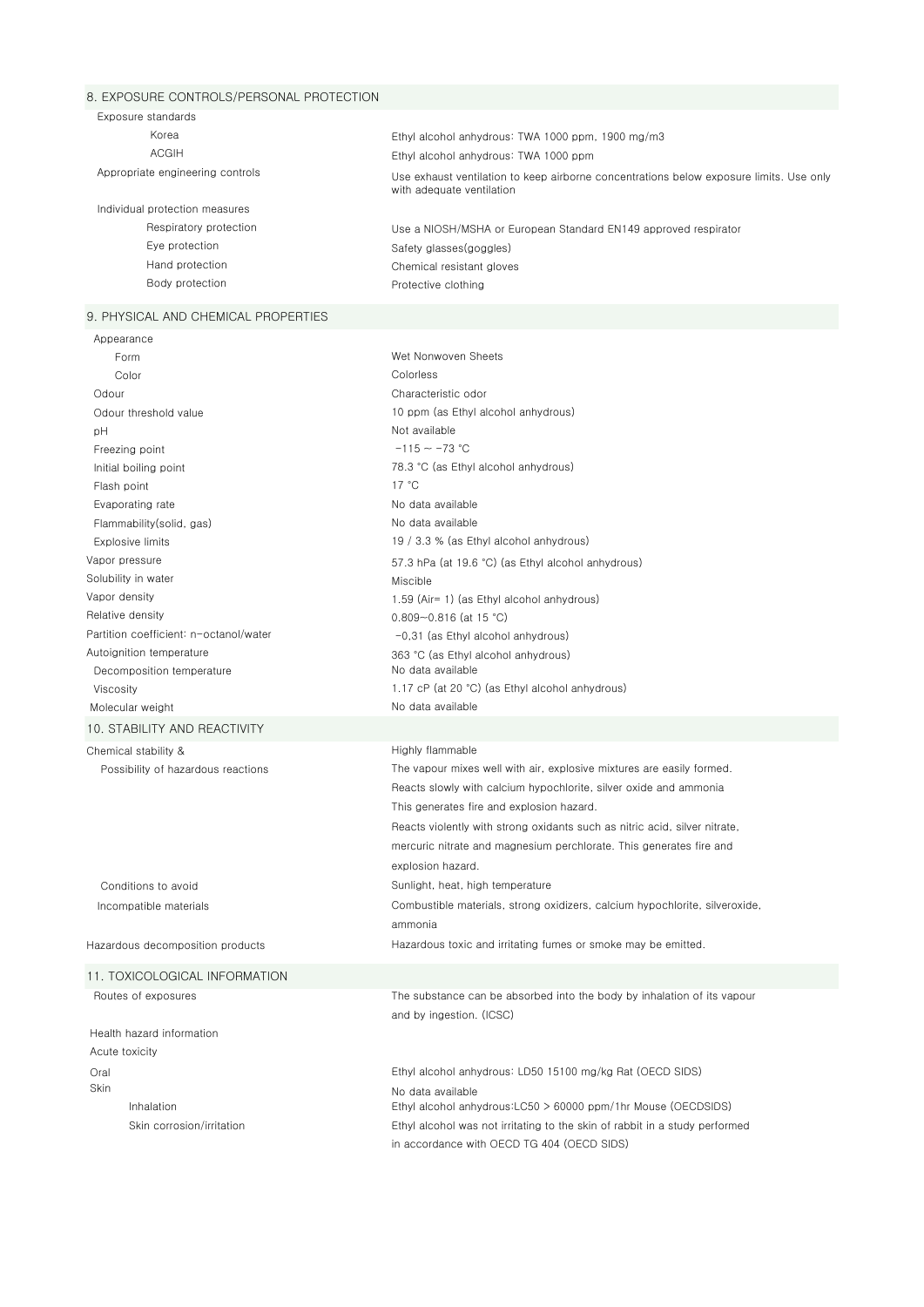## 8. EXPOSURE CONTROLS/PERSONAL PROTECTION

| | |
|---|---|
| Exposure standards | |
| Korea | Ethyl alcohol anhydrous: TWA 1000 ppm, 1900 mg/m3 |
| ACGIH | Ethyl alcohol anhydrous: TWA 1000 ppm |
| Appropriate engineering controls | Use exhaust ventilation to keep airborne concentrations below exposure limits. Use only with adequate ventilation |
| Individual protection measures | |
| Respiratory protection | Use a NIOSH/MSHA or European Standard EN149 approved respirator |
| Eye protection | Safety glasses(goggles) |
| Hand protection | Chemical resistant gloves |
| Body protection | Protective clothing |

## 9. PHYSICAL AND CHEMICAL PROPERTIES

| | |
|---|---|
| Appearance | |
| Form | Wet Nonwoven Sheets |
| Color | Colorless |
| Odour | Characteristic odor |
| Odour threshold value | 10 ppm (as Ethyl alcohol anhydrous) |
| pH | Not available |
| Freezing point | -115 ~ -73 °C |
| Initial boiling point | 78.3 °C (as Ethyl alcohol anhydrous) |
| Flash point | 17 °C |
| Evaporating rate | No data available |
| Flammability(solid, gas) | No data available |
| Explosive limits | 19 / 3.3 % (as Ethyl alcohol anhydrous) |
| Vapor pressure | 57.3 hPa (at 19.6 °C) (as Ethyl alcohol anhydrous) |
| Solubility in water | Miscible |
| Vapor density | 1.59 (Air= 1) (as Ethyl alcohol anhydrous) |
| Relative density | 0.809~0.816 (at 15 °C) |
| Partition coefficient: n-octanol/water | -0.31 (as Ethyl alcohol anhydrous) |
| Autoignition temperature | 363 °C (as Ethyl alcohol anhydrous) |
| Decomposition temperature | No data available |
| Viscosity | 1.17 cP (at 20 °C) (as Ethyl alcohol anhydrous) |
| Molecular weight | No data available |

## 10. STABILITY AND REACTIVITY

| | |
|---|---|
| Chemical stability & | Highly flammable |
| Possibility of hazardous reactions | The vapour mixes well with air, explosive mixtures are easily formed.<br>Reacts slowly with calcium hypochlorite, silver oxide and ammonia<br>This generates fire and explosion hazard.<br>Reacts violently with strong oxidants such as nitric acid, silver nitrate, mercuric nitrate and magnesium perchlorate. This generates fire and explosion hazard. |
| Conditions to avoid | Sunlight, heat, high temperature |
| Incompatible materials | Combustible materials, strong oxidizers, calcium hypochlorite, silveroxide, ammonia |
| Hazardous decomposition products | Hazardous toxic and irritating fumes or smoke may be emitted. |

## 11. TOXICOLOGICAL INFORMATION

| | |
|---|---|
| Routes of exposures | The substance can be absorbed into the body by inhalation of its vapour and by ingestion. (ICSC) |
| Health hazard information | |
| Acute toxicity | |
| Oral | Ethyl alcohol anhydrous: LD50 15100 mg/kg Rat (OECD SIDS) |
| Skin | No data available |
| Inhalation | Ethyl alcohol anhydrous:LC50 > 60000 ppm/1hr Mouse (OECDSIDS) |
| Skin corrosion/irritation | Ethyl alcohol was not irritating to the skin of rabbit in a study performed in accordance with OECD TG 404 (OECD SIDS) |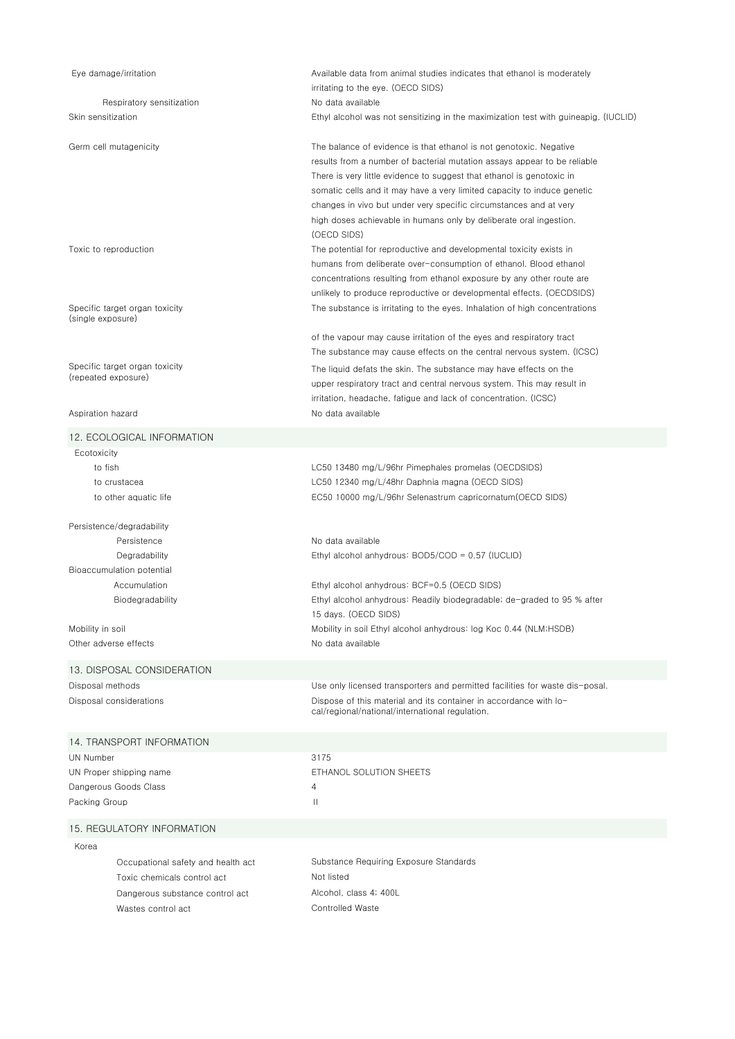| | |
|---|---|
| Eye damage/irritation | Available data from animal studies indicates that ethanol is moderately irritating to the eye. (OECD SIDS) |
| Respiratory sensitization | No data available |
| Skin sensitization | Ethyl alcohol was not sensitizing in the maximization test with guineapig. (IUCLID) |
| Germ cell mutagenicity | The balance of evidence is that ethanol is not genotoxic. Negative results from a number of bacterial mutation assays appear to be reliable There is very little evidence to suggest that ethanol is genotoxic in somatic cells and it may have a very limited capacity to induce genetic changes in vivo but under very specific circumstances and at very high doses achievable in humans only by deliberate oral ingestion. (OECD SIDS) |
| Toxic to reproduction | The potential for reproductive and developmental toxicity exists in humans from deliberate over-consumption of ethanol. Blood ethanol concentrations resulting from ethanol exposure by any other route are unlikely to produce reproductive or developmental effects. (OECDSIDS) |
| Specific target organ toxicity (single exposure) | The substance is irritating to the eyes. Inhalation of high concentrations of the vapour may cause irritation of the eyes and respiratory tract The substance may cause effects on the central nervous system. (ICSC) |
| Specific target organ toxicity (repeated exposure) | The liquid defats the skin. The substance may have effects on the upper respiratory tract and central nervous system. This may result in irritation, headache, fatigue and lack of concentration. (ICSC) |
| Aspiration hazard | No data available |

## 12. ECOLOGICAL INFORMATION

| | |
|---|---|
| Ecotoxicity | |
| to fish | LC50 13480 mg/L/96hr Pimephales promelas (OECDSIDS) |
| to crustacea | LC50 12340 mg/L/48hr Daphnia magna (OECD SIDS) |
| to other aquatic life | EC50 10000 mg/L/96hr Selenastrum capricornatum(OECD SIDS) |
| Persistence/degradability | |
| Persistence | No data available |
| Degradability | Ethyl alcohol anhydrous: BOD5/COD = 0.57 (IUCLID) |
| Bioaccumulation potential | |
| Accumulation | Ethyl alcohol anhydrous: BCF=0.5 (OECD SIDS) |
| Biodegradability | Ethyl alcohol anhydrous: Readily biodegradable; de-graded to 95 % after 15 days. (OECD SIDS) |
| Mobility in soil | Mobility in soil Ethyl alcohol anhydrous: log Koc 0.44 (NLM:HSDB) |
| Other adverse effects | No data available |

## 13. DISPOSAL CONSIDERATION

| | |
|---|---|
| Disposal methods | Use only licensed transporters and permitted facilities for waste dis-posal. |
| Disposal considerations | Dispose of this material and its container in accordance with lo-cal/regional/national/international regulation. |

## 14. TRANSPORT INFORMATION

| | |
|---|---|
| UN Number | 3175 |
| UN Proper shipping name | ETHANOL SOLUTION SHEETS |
| Dangerous Goods Class | 4 |
| Packing Group | II |

## 15. REGULATORY INFORMATION

| | |
|---|---|
| Korea | |
| Occupational safety and health act | Substance Requiring Exposure Standards |
| Toxic chemicals control act | Not listed |
| Dangerous substance control act | Alcohol, class 4; 400L |
| Wastes control act | Controlled Waste |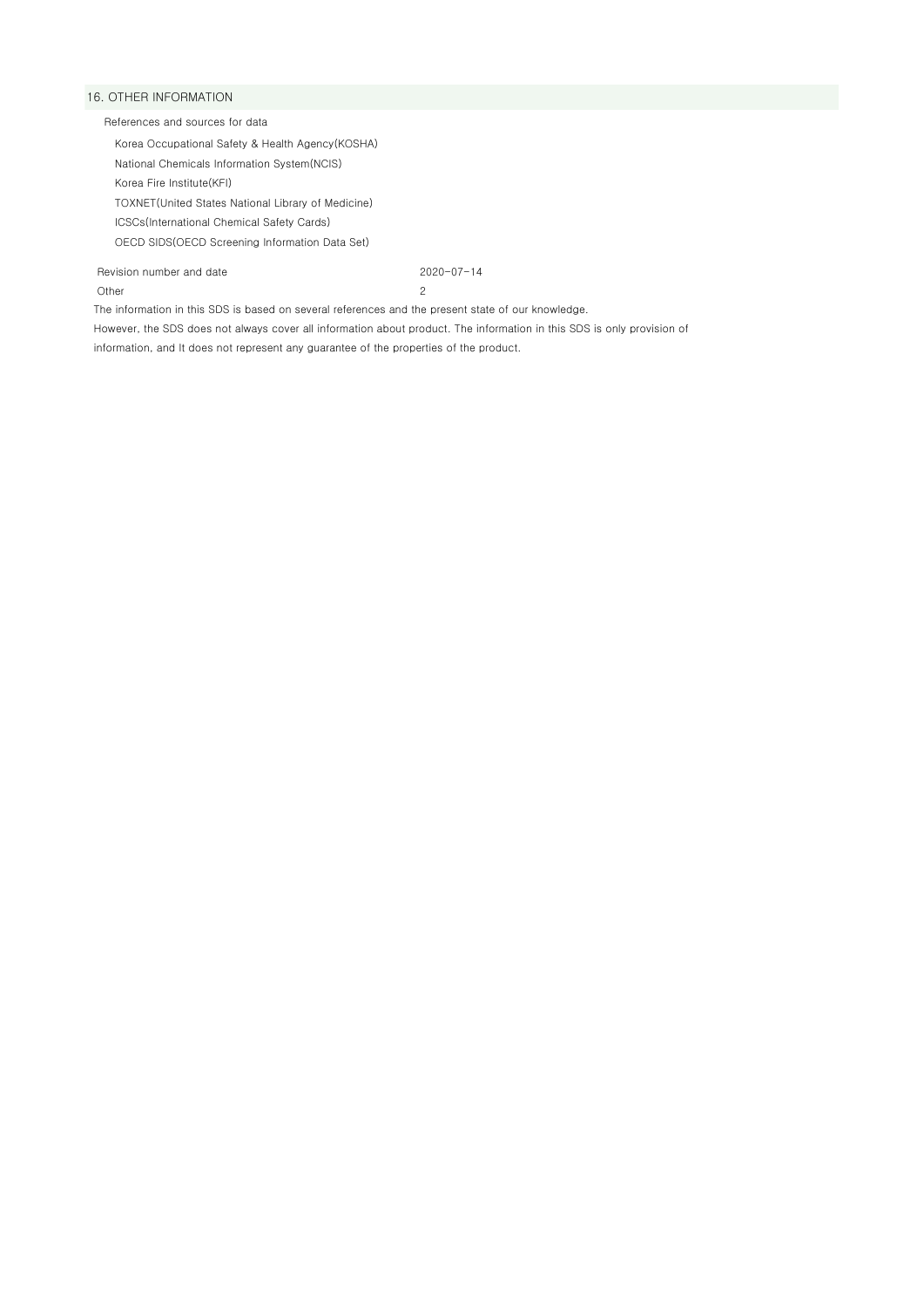## 16. OTHER INFORMATION

References and sources for data

- Korea Occupational Safety & Health Agency(KOSHA)
- National Chemicals Information System(NCIS)
- Korea Fire Institute(KFI)
- TOXNET(United States National Library of Medicine)
- ICSCs(International Chemical Safety Cards)
- OECD SIDS(OECD Screening Information Data Set)

| | |
|---|---|
| Revision number and date | 2020-07-14 |
| Other | 2 |

The information in this SDS is based on several references and the present state of our knowledge.
However, the SDS does not always cover all information about product. The information in this SDS is only provision of information, and It does not represent any guarantee of the properties of the product.